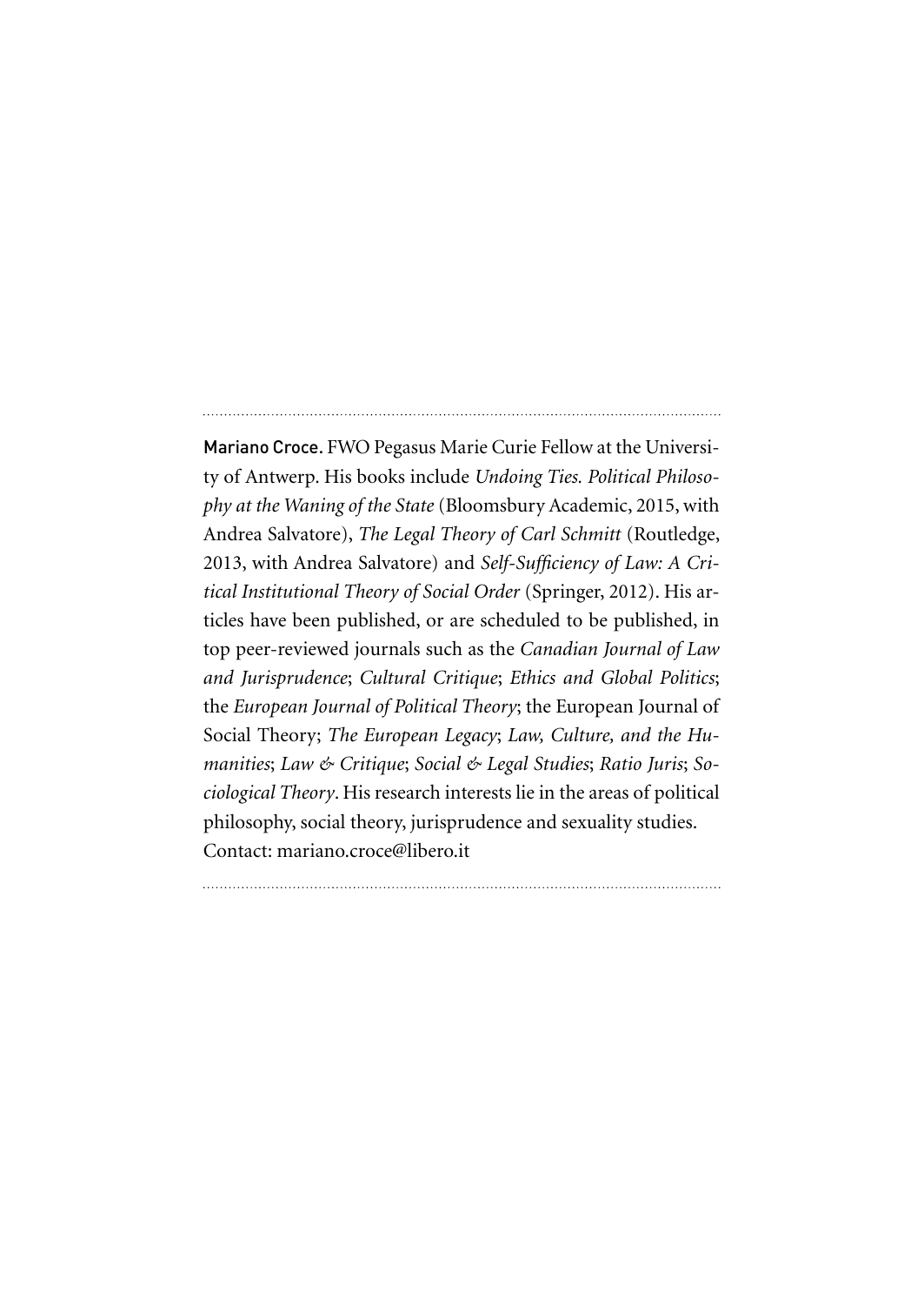**Mariano Croce.** FWO Pegasus Marie Curie Fellow at the University of Antwerp. His books include *Undoing Ties. Political Philosophy at the Waning of the State* (Bloomsbury Academic, 2015, with Andrea Salvatore), *The Legal Theory of Carl Schmitt* (Routledge, 2013, with Andrea Salvatore) and *Self-Sufficiency of Law: A Critical Institutional Theory of Social Order* (Springer, 2012). His articles have been published, or are scheduled to be published, in top peer-reviewed journals such as the *Canadian Journal of Law and Jurisprudence*; *Cultural Critique*; *Ethics and Global Politics*; the *European Journal of Political Theory*; the European Journal of Social Theory; *The European Legacy*; *Law, Culture, and the Humanities*; *Law & Critique*; *Social & Legal Studies*; *Ratio Juris*; *Sociological Theory*. His research interests lie in the areas of political philosophy, social theory, jurisprudence and sexuality studies.
Contact: mariano.croce@libero.it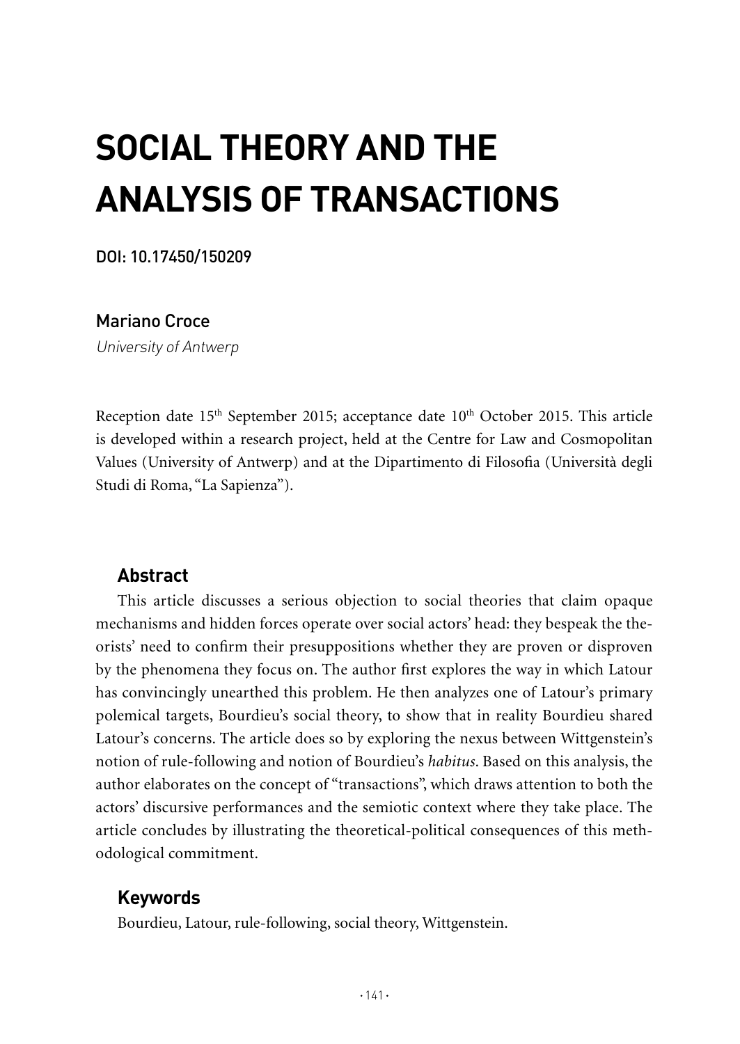# SOCIAL THEORY AND THE ANALYSIS OF TRANSACTIONS

**DOI: 10.17450/150209**

## Mariano Croce

*University of Antwerp*

Reception date 15th September 2015; acceptance date 10th October 2015. This article is developed within a research project, held at the Centre for Law and Cosmopolitan Values (University of Antwerp) and at the Dipartimento di Filosofia (Università degli Studi di Roma, "La Sapienza").

### Abstract

This article discusses a serious objection to social theories that claim opaque mechanisms and hidden forces operate over social actors' head: they bespeak the theorists' need to confirm their presuppositions whether they are proven or disproven by the phenomena they focus on. The author first explores the way in which Latour has convincingly unearthed this problem. He then analyzes one of Latour's primary polemical targets, Bourdieu's social theory, to show that in reality Bourdieu shared Latour's concerns. The article does so by exploring the nexus between Wittgenstein's notion of rule-following and notion of Bourdieu's *habitus*. Based on this analysis, the author elaborates on the concept of "transactions", which draws attention to both the actors' discursive performances and the semiotic context where they take place. The article concludes by illustrating the theoretical-political consequences of this methodological commitment.

### Keywords

Bourdieu, Latour, rule-following, social theory, Wittgenstein.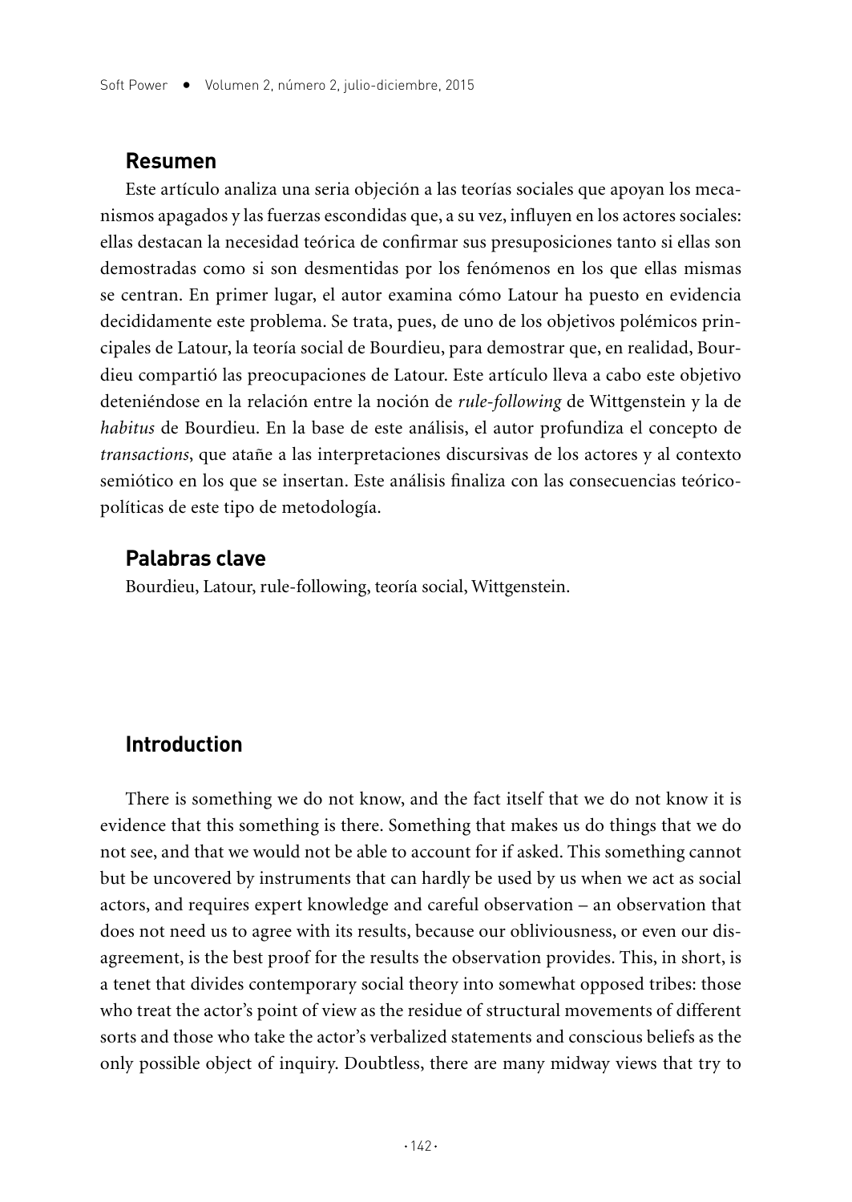## Resumen

Este artículo analiza una seria objeción a las teorías sociales que apoyan los mecanismos apagados y las fuerzas escondidas que, a su vez, influyen en los actores sociales: ellas destacan la necesidad teórica de confirmar sus presuposiciones tanto si ellas son demostradas como si son desmentidas por los fenómenos en los que ellas mismas se centran. En primer lugar, el autor examina cómo Latour ha puesto en evidencia decididamente este problema. Se trata, pues, de uno de los objetivos polémicos principales de Latour, la teoría social de Bourdieu, para demostrar que, en realidad, Bourdieu compartió las preocupaciones de Latour. Este artículo lleva a cabo este objetivo deteniéndose en la relación entre la noción de *rule-following* de Wittgenstein y la de *habitus* de Bourdieu. En la base de este análisis, el autor profundiza el concepto de *transactions*, que atañe a las interpretaciones discursivas de los actores y al contexto semiótico en los que se insertan. Este análisis finaliza con las consecuencias teórico-políticas de este tipo de metodología.

## Palabras clave

Bourdieu, Latour, rule-following, teoría social, Wittgenstein.

## Introduction

There is something we do not know, and the fact itself that we do not know it is evidence that this something is there. Something that makes us do things that we do not see, and that we would not be able to account for if asked. This something cannot but be uncovered by instruments that can hardly be used by us when we act as social actors, and requires expert knowledge and careful observation – an observation that does not need us to agree with its results, because our obliviousness, or even our disagreement, is the best proof for the results the observation provides. This, in short, is a tenet that divides contemporary social theory into somewhat opposed tribes: those who treat the actor's point of view as the residue of structural movements of different sorts and those who take the actor's verbalized statements and conscious beliefs as the only possible object of inquiry. Doubtless, there are many midway views that try to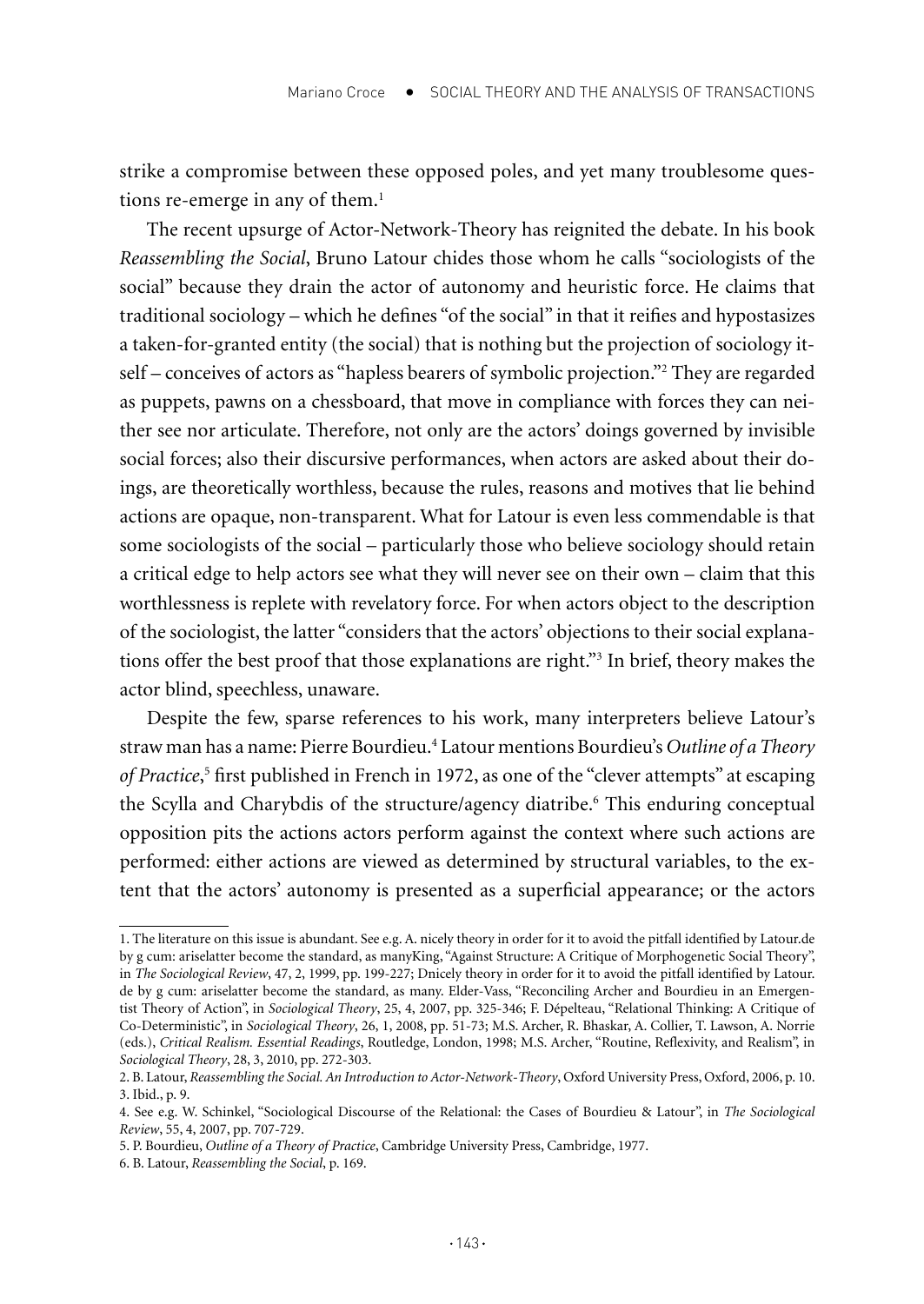strike a compromise between these opposed poles, and yet many troublesome questions re-emerge in any of them.[1]

The recent upsurge of Actor-Network-Theory has reignited the debate. In his book *Reassembling the Social*, Bruno Latour chides those whom he calls "sociologists of the social" because they drain the actor of autonomy and heuristic force. He claims that traditional sociology – which he defines "of the social" in that it reifies and hypostasizes a taken-for-granted entity (the social) that is nothing but the projection of sociology itself – conceives of actors as "hapless bearers of symbolic projection."[2] They are regarded as puppets, pawns on a chessboard, that move in compliance with forces they can neither see nor articulate. Therefore, not only are the actors' doings governed by invisible social forces; also their discursive performances, when actors are asked about their doings, are theoretically worthless, because the rules, reasons and motives that lie behind actions are opaque, non-transparent. What for Latour is even less commendable is that some sociologists of the social – particularly those who believe sociology should retain a critical edge to help actors see what they will never see on their own – claim that this worthlessness is replete with revelatory force. For when actors object to the description of the sociologist, the latter "considers that the actors' objections to their social explanations offer the best proof that those explanations are right."[3] In brief, theory makes the actor blind, speechless, unaware.

Despite the few, sparse references to his work, many interpreters believe Latour's straw man has a name: Pierre Bourdieu.[4] Latour mentions Bourdieu's *Outline of a Theory of Practice*,[5] first published in French in 1972, as one of the "clever attempts" at escaping the Scylla and Charybdis of the structure/agency diatribe.[6] This enduring conceptual opposition pits the actions actors perform against the context where such actions are performed: either actions are viewed as determined by structural variables, to the extent that the actors' autonomy is presented as a superficial appearance; or the actors

---

1. The literature on this issue is abundant. See e.g. A. nicely theory in order for it to avoid the pitfall identified by Latour.de by g cum: ariselatter become the standard, as manyKing, "Against Structure: A Critique of Morphogenetic Social Theory", in *The Sociological Review*, 47, 2, 1999, pp. 199-227; Dnicely theory in order for it to avoid the pitfall identified by Latour. de by g cum: ariselatter become the standard, as many. Elder-Vass, "Reconciling Archer and Bourdieu in an Emergentist Theory of Action", in *Sociological Theory*, 25, 4, 2007, pp. 325-346; F. Dépelteau, "Relational Thinking: A Critique of Co-Deterministic", in *Sociological Theory*, 26, 1, 2008, pp. 51-73; M.S. Archer, R. Bhaskar, A. Collier, T. Lawson, A. Norrie (eds.), *Critical Realism. Essential Readings*, Routledge, London, 1998; M.S. Archer, "Routine, Reflexivity, and Realism", in *Sociological Theory*, 28, 3, 2010, pp. 272-303.

2. B. Latour, *Reassembling the Social. An Introduction to Actor-Network-Theory*, Oxford University Press, Oxford, 2006, p. 10.

3. Ibid., p. 9.

4. See e.g. W. Schinkel, "Sociological Discourse of the Relational: the Cases of Bourdieu & Latour", in *The Sociological Review*, 55, 4, 2007, pp. 707-729.

5. P. Bourdieu, *Outline of a Theory of Practice*, Cambridge University Press, Cambridge, 1977.

6. B. Latour, *Reassembling the Social*, p. 169.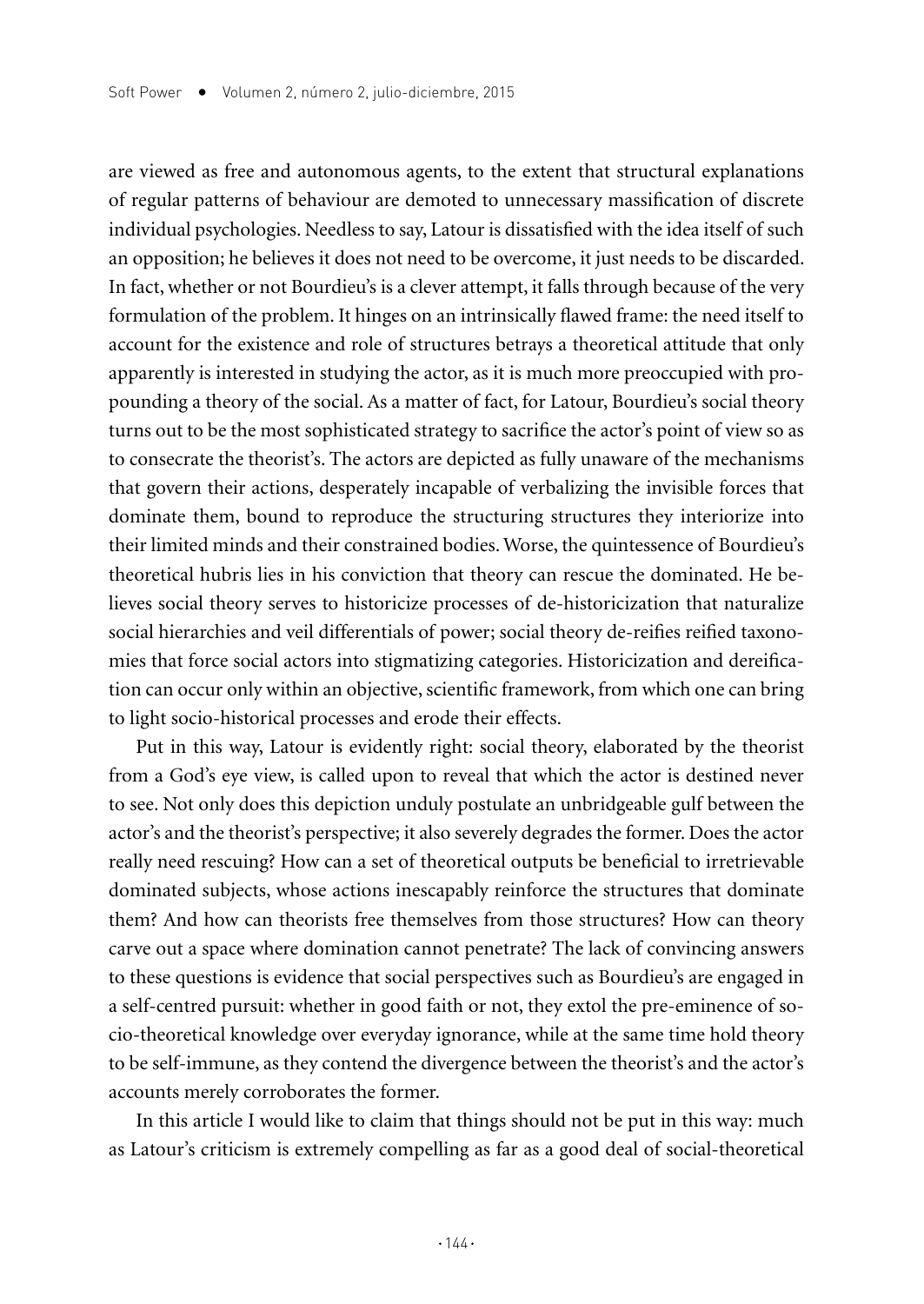are viewed as free and autonomous agents, to the extent that structural explanations of regular patterns of behaviour are demoted to unnecessary massification of discrete individual psychologies. Needless to say, Latour is dissatisfied with the idea itself of such an opposition; he believes it does not need to be overcome, it just needs to be discarded. In fact, whether or not Bourdieu's is a clever attempt, it falls through because of the very formulation of the problem. It hinges on an intrinsically flawed frame: the need itself to account for the existence and role of structures betrays a theoretical attitude that only apparently is interested in studying the actor, as it is much more preoccupied with propounding a theory of the social. As a matter of fact, for Latour, Bourdieu's social theory turns out to be the most sophisticated strategy to sacrifice the actor's point of view so as to consecrate the theorist's. The actors are depicted as fully unaware of the mechanisms that govern their actions, desperately incapable of verbalizing the invisible forces that dominate them, bound to reproduce the structuring structures they interiorize into their limited minds and their constrained bodies. Worse, the quintessence of Bourdieu's theoretical hubris lies in his conviction that theory can rescue the dominated. He believes social theory serves to historicize processes of de-historicization that naturalize social hierarchies and veil differentials of power; social theory de-reifies reified taxonomies that force social actors into stigmatizing categories. Historicization and dereification can occur only within an objective, scientific framework, from which one can bring to light socio-historical processes and erode their effects.

Put in this way, Latour is evidently right: social theory, elaborated by the theorist from a God's eye view, is called upon to reveal that which the actor is destined never to see. Not only does this depiction unduly postulate an unbridgeable gulf between the actor's and the theorist's perspective; it also severely degrades the former. Does the actor really need rescuing? How can a set of theoretical outputs be beneficial to irretrievable dominated subjects, whose actions inescapably reinforce the structures that dominate them? And how can theorists free themselves from those structures? How can theory carve out a space where domination cannot penetrate? The lack of convincing answers to these questions is evidence that social perspectives such as Bourdieu's are engaged in a self-centred pursuit: whether in good faith or not, they extol the pre-eminence of socio-theoretical knowledge over everyday ignorance, while at the same time hold theory to be self-immune, as they contend the divergence between the theorist's and the actor's accounts merely corroborates the former.

In this article I would like to claim that things should not be put in this way: much as Latour's criticism is extremely compelling as far as a good deal of social-theoretical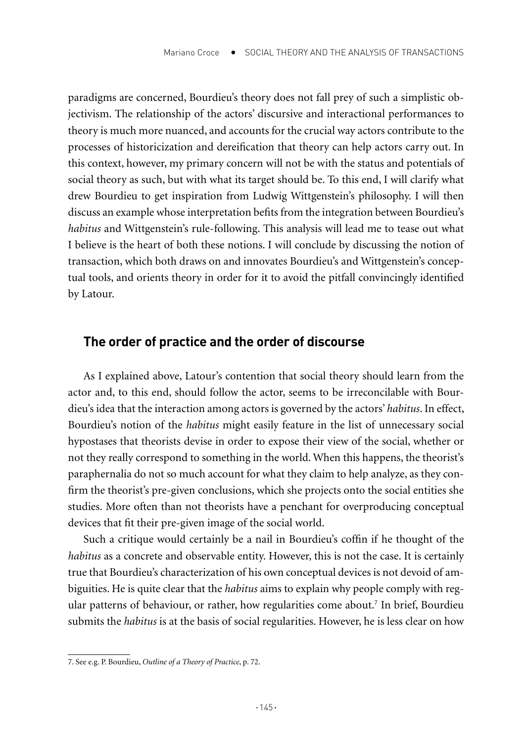paradigms are concerned, Bourdieu's theory does not fall prey of such a simplistic objectivism. The relationship of the actors' discursive and interactional performances to theory is much more nuanced, and accounts for the crucial way actors contribute to the processes of historicization and dereification that theory can help actors carry out. In this context, however, my primary concern will not be with the status and potentials of social theory as such, but with what its target should be. To this end, I will clarify what drew Bourdieu to get inspiration from Ludwig Wittgenstein's philosophy. I will then discuss an example whose interpretation befits from the integration between Bourdieu's *habitus* and Wittgenstein's rule-following. This analysis will lead me to tease out what I believe is the heart of both these notions. I will conclude by discussing the notion of transaction, which both draws on and innovates Bourdieu's and Wittgenstein's conceptual tools, and orients theory in order for it to avoid the pitfall convincingly identified by Latour.

## The order of practice and the order of discourse

As I explained above, Latour's contention that social theory should learn from the actor and, to this end, should follow the actor, seems to be irreconcilable with Bourdieu's idea that the interaction among actors is governed by the actors' *habitus*. In effect, Bourdieu's notion of the *habitus* might easily feature in the list of unnecessary social hypostases that theorists devise in order to expose their view of the social, whether or not they really correspond to something in the world. When this happens, the theorist's paraphernalia do not so much account for what they claim to help analyze, as they confirm the theorist's pre-given conclusions, which she projects onto the social entities she studies. More often than not theorists have a penchant for overproducing conceptual devices that fit their pre-given image of the social world.

Such a critique would certainly be a nail in Bourdieu's coffin if he thought of the *habitus* as a concrete and observable entity. However, this is not the case. It is certainly true that Bourdieu's characterization of his own conceptual devices is not devoid of ambiguities. He is quite clear that the *habitus* aims to explain why people comply with regular patterns of behaviour, or rather, how regularities come about.[7] In brief, Bourdieu submits the *habitus* is at the basis of social regularities. However, he is less clear on how

7. See e.g. P. Bourdieu, *Outline of a Theory of Practice*, p. 72.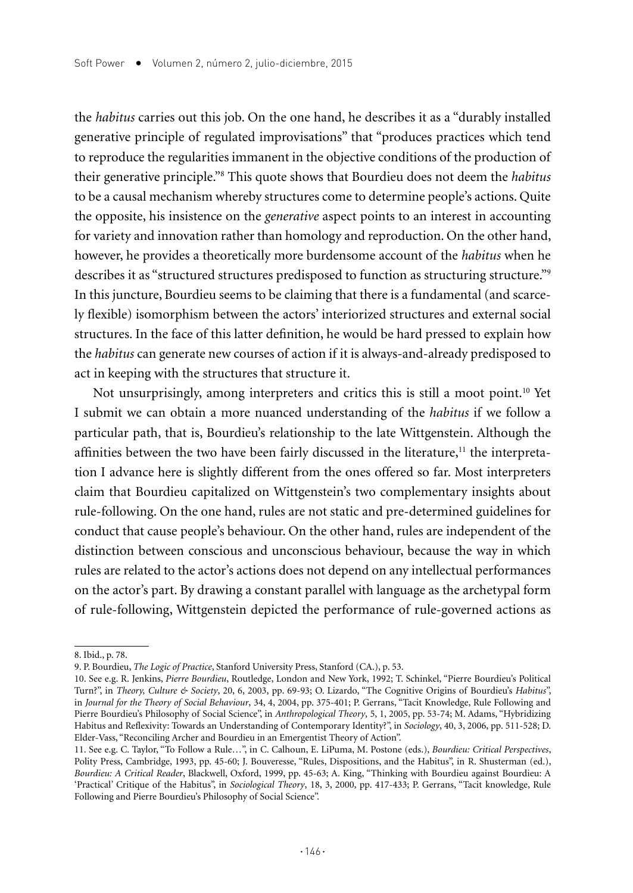the *habitus* carries out this job. On the one hand, he describes it as a "durably installed generative principle of regulated improvisations" that "produces practices which tend to reproduce the regularities immanent in the objective conditions of the production of their generative principle."[8] This quote shows that Bourdieu does not deem the *habitus* to be a causal mechanism whereby structures come to determine people's actions. Quite the opposite, his insistence on the *generative* aspect points to an interest in accounting for variety and innovation rather than homology and reproduction. On the other hand, however, he provides a theoretically more burdensome account of the *habitus* when he describes it as "structured structures predisposed to function as structuring structure."[9] In this juncture, Bourdieu seems to be claiming that there is a fundamental (and scarcely flexible) isomorphism between the actors' interiorized structures and external social structures. In the face of this latter definition, he would be hard pressed to explain how the *habitus* can generate new courses of action if it is always-and-already predisposed to act in keeping with the structures that structure it.

Not unsurprisingly, among interpreters and critics this is still a moot point.[10] Yet I submit we can obtain a more nuanced understanding of the *habitus* if we follow a particular path, that is, Bourdieu's relationship to the late Wittgenstein. Although the affinities between the two have been fairly discussed in the literature,[11] the interpretation I advance here is slightly different from the ones offered so far. Most interpreters claim that Bourdieu capitalized on Wittgenstein's two complementary insights about rule-following. On the one hand, rules are not static and pre-determined guidelines for conduct that cause people's behaviour. On the other hand, rules are independent of the distinction between conscious and unconscious behaviour, because the way in which rules are related to the actor's actions does not depend on any intellectual performances on the actor's part. By drawing a constant parallel with language as the archetypal form of rule-following, Wittgenstein depicted the performance of rule-governed actions as

---

8. Ibid., p. 78.

9. P. Bourdieu, *The Logic of Practice*, Stanford University Press, Stanford (CA.), p. 53.

10. See e.g. R. Jenkins, *Pierre Bourdieu*, Routledge, London and New York, 1992; T. Schinkel, "Pierre Bourdieu's Political Turn?", in *Theory, Culture & Society*, 20, 6, 2003, pp. 69-93; O. Lizardo, "The Cognitive Origins of Bourdieu's *Habitus*", in *Journal for the Theory of Social Behaviour*, 34, 4, 2004, pp. 375-401; P. Gerrans, "Tacit Knowledge, Rule Following and Pierre Bourdieu's Philosophy of Social Science", in *Anthropological Theory*, 5, 1, 2005, pp. 53-74; M. Adams, "Hybridizing Habitus and Reflexivity: Towards an Understanding of Contemporary Identity?", in *Sociology*, 40, 3, 2006, pp. 511-528; D. Elder-Vass, "Reconciling Archer and Bourdieu in an Emergentist Theory of Action".

11. See e.g. C. Taylor, "To Follow a Rule…", in C. Calhoun, E. LiPuma, M. Postone (eds.), *Bourdieu: Critical Perspectives*, Polity Press, Cambridge, 1993, pp. 45-60; J. Bouveresse, "Rules, Dispositions, and the Habitus", in R. Shusterman (ed.), *Bourdieu: A Critical Reader*, Blackwell, Oxford, 1999, pp. 45-63; A. King, "Thinking with Bourdieu against Bourdieu: A 'Practical' Critique of the Habitus", in *Sociological Theory*, 18, 3, 2000, pp. 417-433; P. Gerrans, "Tacit knowledge, Rule Following and Pierre Bourdieu's Philosophy of Social Science".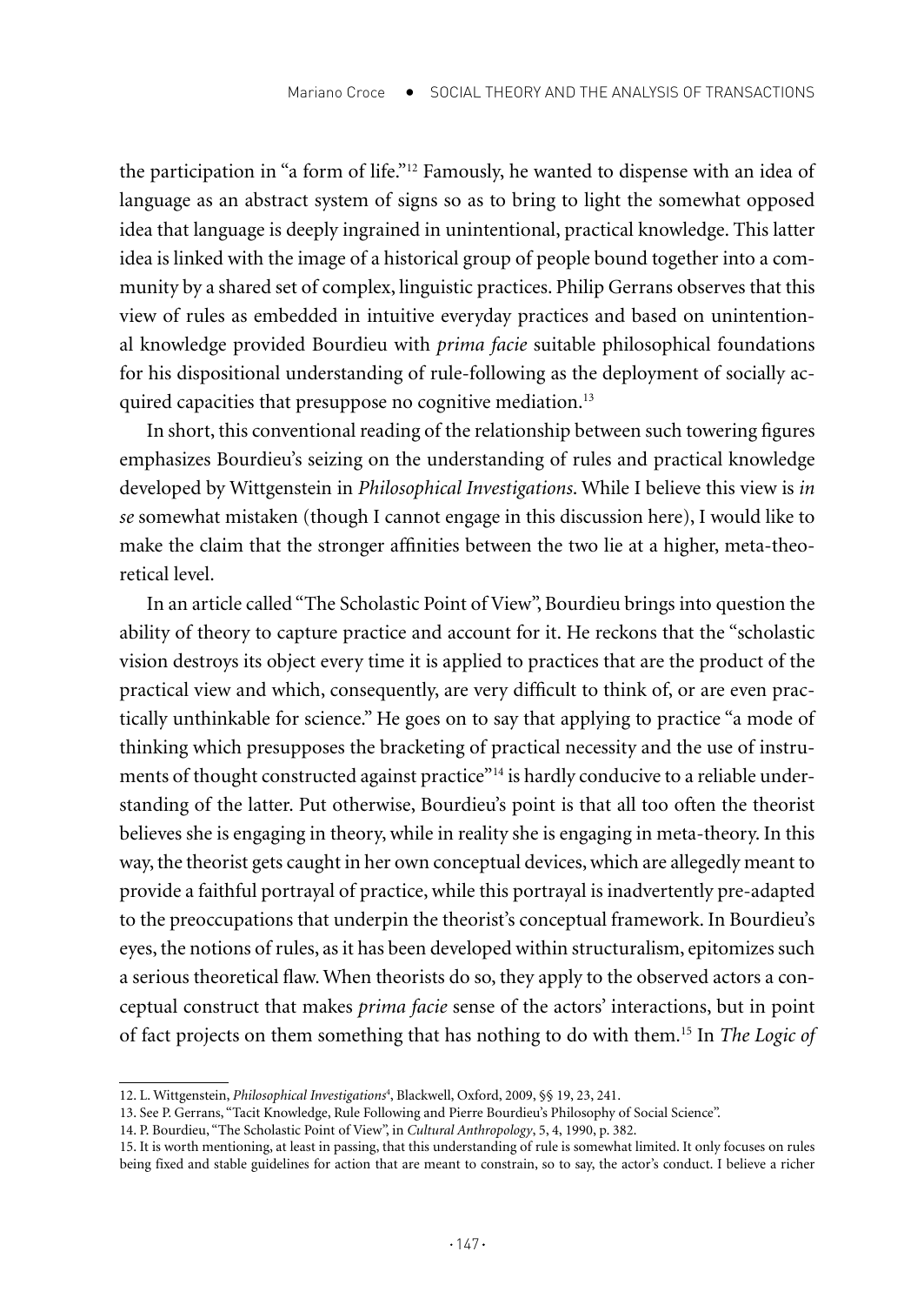the participation in "a form of life."[12] Famously, he wanted to dispense with an idea of language as an abstract system of signs so as to bring to light the somewhat opposed idea that language is deeply ingrained in unintentional, practical knowledge. This latter idea is linked with the image of a historical group of people bound together into a community by a shared set of complex, linguistic practices. Philip Gerrans observes that this view of rules as embedded in intuitive everyday practices and based on unintentional knowledge provided Bourdieu with *prima facie* suitable philosophical foundations for his dispositional understanding of rule-following as the deployment of socially acquired capacities that presuppose no cognitive mediation.[13]

In short, this conventional reading of the relationship between such towering figures emphasizes Bourdieu's seizing on the understanding of rules and practical knowledge developed by Wittgenstein in *Philosophical Investigations*. While I believe this view is *in se* somewhat mistaken (though I cannot engage in this discussion here), I would like to make the claim that the stronger affinities between the two lie at a higher, meta-theoretical level.

In an article called "The Scholastic Point of View", Bourdieu brings into question the ability of theory to capture practice and account for it. He reckons that the "scholastic vision destroys its object every time it is applied to practices that are the product of the practical view and which, consequently, are very difficult to think of, or are even practically unthinkable for science." He goes on to say that applying to practice "a mode of thinking which presupposes the bracketing of practical necessity and the use of instruments of thought constructed against practice"[14] is hardly conducive to a reliable understanding of the latter. Put otherwise, Bourdieu's point is that all too often the theorist believes she is engaging in theory, while in reality she is engaging in meta-theory. In this way, the theorist gets caught in her own conceptual devices, which are allegedly meant to provide a faithful portrayal of practice, while this portrayal is inadvertently pre-adapted to the preoccupations that underpin the theorist's conceptual framework. In Bourdieu's eyes, the notions of rules, as it has been developed within structuralism, epitomizes such a serious theoretical flaw. When theorists do so, they apply to the observed actors a conceptual construct that makes *prima facie* sense of the actors' interactions, but in point of fact projects on them something that has nothing to do with them.[15] In *The Logic of*

---

12. L. Wittgenstein, *Philosophical Investigations*[4], Blackwell, Oxford, 2009, §§ 19, 23, 241.

13. See P. Gerrans, "Tacit Knowledge, Rule Following and Pierre Bourdieu's Philosophy of Social Science".

14. P. Bourdieu, "The Scholastic Point of View", in *Cultural Anthropology*, 5, 4, 1990, p. 382.

15. It is worth mentioning, at least in passing, that this understanding of rule is somewhat limited. It only focuses on rules being fixed and stable guidelines for action that are meant to constrain, so to say, the actor's conduct. I believe a richer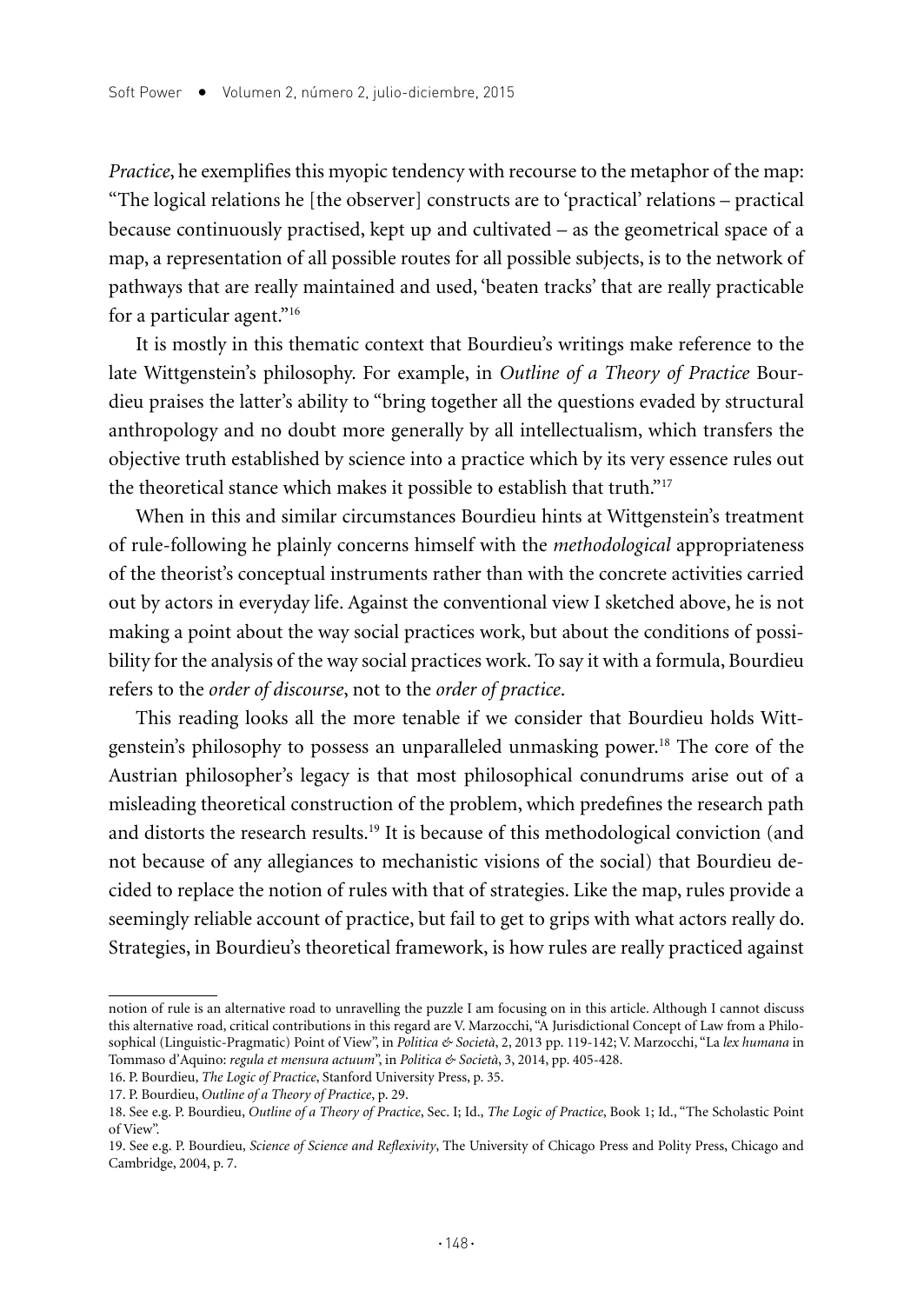*Practice*, he exemplifies this myopic tendency with recourse to the metaphor of the map: "The logical relations he [the observer] constructs are to 'practical' relations – practical because continuously practised, kept up and cultivated – as the geometrical space of a map, a representation of all possible routes for all possible subjects, is to the network of pathways that are really maintained and used, 'beaten tracks' that are really practicable for a particular agent."[16]

It is mostly in this thematic context that Bourdieu's writings make reference to the late Wittgenstein's philosophy. For example, in *Outline of a Theory of Practice* Bourdieu praises the latter's ability to "bring together all the questions evaded by structural anthropology and no doubt more generally by all intellectualism, which transfers the objective truth established by science into a practice which by its very essence rules out the theoretical stance which makes it possible to establish that truth."[17]

When in this and similar circumstances Bourdieu hints at Wittgenstein's treatment of rule-following he plainly concerns himself with the *methodological* appropriateness of the theorist's conceptual instruments rather than with the concrete activities carried out by actors in everyday life. Against the conventional view I sketched above, he is not making a point about the way social practices work, but about the conditions of possibility for the analysis of the way social practices work. To say it with a formula, Bourdieu refers to the *order of discourse*, not to the *order of practice*.

This reading looks all the more tenable if we consider that Bourdieu holds Wittgenstein's philosophy to possess an unparalleled unmasking power.[18] The core of the Austrian philosopher's legacy is that most philosophical conundrums arise out of a misleading theoretical construction of the problem, which predefines the research path and distorts the research results.[19] It is because of this methodological conviction (and not because of any allegiances to mechanistic visions of the social) that Bourdieu decided to replace the notion of rules with that of strategies. Like the map, rules provide a seemingly reliable account of practice, but fail to get to grips with what actors really do. Strategies, in Bourdieu's theoretical framework, is how rules are really practiced against

---

notion of rule is an alternative road to unravelling the puzzle I am focusing on in this article. Although I cannot discuss this alternative road, critical contributions in this regard are V. Marzocchi, "A Jurisdictional Concept of Law from a Philosophical (Linguistic-Pragmatic) Point of View", in *Politica & Società*, 2, 2013 pp. 119-142; V. Marzocchi, "La *lex humana* in Tommaso d'Aquino: *regula et mensura actuum*", in *Politica & Società*, 3, 2014, pp. 405-428.

16. P. Bourdieu, *The Logic of Practice*, Stanford University Press, p. 35.

17. P. Bourdieu, *Outline of a Theory of Practice*, p. 29.

18. See e.g. P. Bourdieu, *Outline of a Theory of Practice*, Sec. I; Id., *The Logic of Practice*, Book 1; Id., "The Scholastic Point of View".

19. See e.g. P. Bourdieu, *Science of Science and Reflexivity*, The University of Chicago Press and Polity Press, Chicago and Cambridge, 2004, p. 7.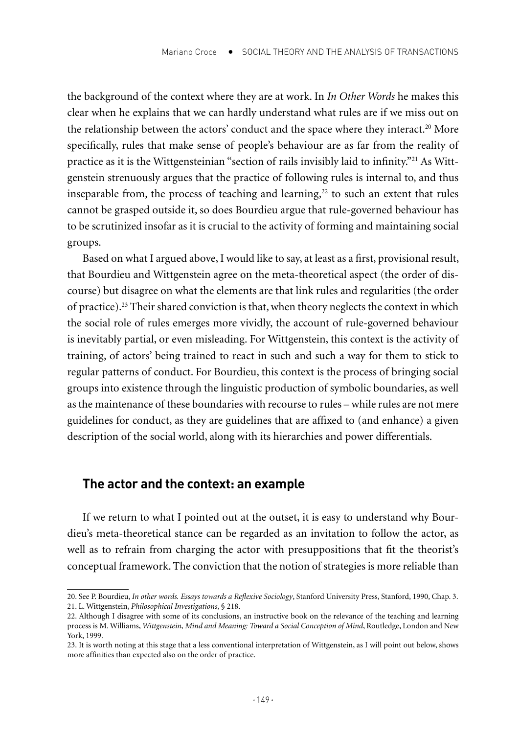the background of the context where they are at work. In *In Other Words* he makes this clear when he explains that we can hardly understand what rules are if we miss out on the relationship between the actors' conduct and the space where they interact.[20] More specifically, rules that make sense of people's behaviour are as far from the reality of practice as it is the Wittgensteinian "section of rails invisibly laid to infinity."[21] As Wittgenstein strenuously argues that the practice of following rules is internal to, and thus inseparable from, the process of teaching and learning,[22] to such an extent that rules cannot be grasped outside it, so does Bourdieu argue that rule-governed behaviour has to be scrutinized insofar as it is crucial to the activity of forming and maintaining social groups.

Based on what I argued above, I would like to say, at least as a first, provisional result, that Bourdieu and Wittgenstein agree on the meta-theoretical aspect (the order of discourse) but disagree on what the elements are that link rules and regularities (the order of practice).[23] Their shared conviction is that, when theory neglects the context in which the social role of rules emerges more vividly, the account of rule-governed behaviour is inevitably partial, or even misleading. For Wittgenstein, this context is the activity of training, of actors' being trained to react in such and such a way for them to stick to regular patterns of conduct. For Bourdieu, this context is the process of bringing social groups into existence through the linguistic production of symbolic boundaries, as well as the maintenance of these boundaries with recourse to rules – while rules are not mere guidelines for conduct, as they are guidelines that are affixed to (and enhance) a given description of the social world, along with its hierarchies and power differentials.

## The actor and the context: an example

If we return to what I pointed out at the outset, it is easy to understand why Bourdieu's meta-theoretical stance can be regarded as an invitation to follow the actor, as well as to refrain from charging the actor with presuppositions that fit the theorist's conceptual framework. The conviction that the notion of strategies is more reliable than

20. See P. Bourdieu, *In other words. Essays towards a Reflexive Sociology*, Stanford University Press, Stanford, 1990, Chap. 3.

21. L. Wittgenstein, *Philosophical Investigations*, § 218.

22. Although I disagree with some of its conclusions, an instructive book on the relevance of the teaching and learning process is M. Williams, *Wittgenstein, Mind and Meaning: Toward a Social Conception of Mind*, Routledge, London and New York, 1999.

23. It is worth noting at this stage that a less conventional interpretation of Wittgenstein, as I will point out below, shows more affinities than expected also on the order of practice.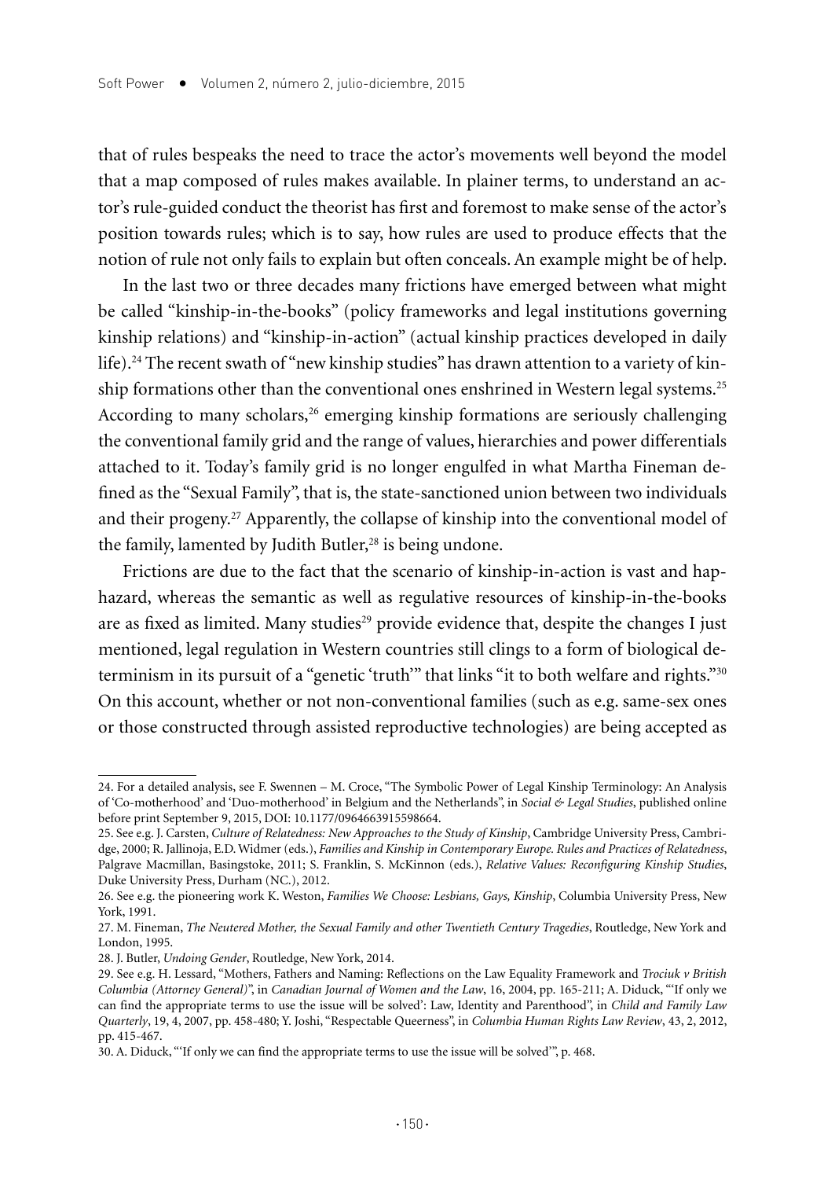that of rules bespeaks the need to trace the actor's movements well beyond the model that a map composed of rules makes available. In plainer terms, to understand an actor's rule-guided conduct the theorist has first and foremost to make sense of the actor's position towards rules; which is to say, how rules are used to produce effects that the notion of rule not only fails to explain but often conceals. An example might be of help.

In the last two or three decades many frictions have emerged between what might be called "kinship-in-the-books" (policy frameworks and legal institutions governing kinship relations) and "kinship-in-action" (actual kinship practices developed in daily life).[24] The recent swath of "new kinship studies" has drawn attention to a variety of kinship formations other than the conventional ones enshrined in Western legal systems.[25] According to many scholars,[26] emerging kinship formations are seriously challenging the conventional family grid and the range of values, hierarchies and power differentials attached to it. Today's family grid is no longer engulfed in what Martha Fineman defined as the "Sexual Family", that is, the state-sanctioned union between two individuals and their progeny.[27] Apparently, the collapse of kinship into the conventional model of the family, lamented by Judith Butler,[28] is being undone.

Frictions are due to the fact that the scenario of kinship-in-action is vast and haphazard, whereas the semantic as well as regulative resources of kinship-in-the-books are as fixed as limited. Many studies[29] provide evidence that, despite the changes I just mentioned, legal regulation in Western countries still clings to a form of biological determinism in its pursuit of a "genetic 'truth'" that links "it to both welfare and rights."[30] On this account, whether or not non-conventional families (such as e.g. same-sex ones or those constructed through assisted reproductive technologies) are being accepted as

---

24. For a detailed analysis, see F. Swennen – M. Croce, "The Symbolic Power of Legal Kinship Terminology: An Analysis of 'Co-motherhood' and 'Duo-motherhood' in Belgium and the Netherlands", in *Social & Legal Studies*, published online before print September 9, 2015, DOI: 10.1177/0964663915598664.

25. See e.g. J. Carsten, *Culture of Relatedness: New Approaches to the Study of Kinship*, Cambridge University Press, Cambridge, 2000; R. Jallinoja, E.D. Widmer (eds.), *Families and Kinship in Contemporary Europe. Rules and Practices of Relatedness*, Palgrave Macmillan, Basingstoke, 2011; S. Franklin, S. McKinnon (eds.), *Relative Values: Reconfiguring Kinship Studies*, Duke University Press, Durham (NC.), 2012.

26. See e.g. the pioneering work K. Weston, *Families We Choose: Lesbians, Gays, Kinship*, Columbia University Press, New York, 1991.

27. M. Fineman, *The Neutered Mother, the Sexual Family and other Twentieth Century Tragedies*, Routledge, New York and London, 1995.

28. J. Butler, *Undoing Gender*, Routledge, New York, 2014.

29. See e.g. H. Lessard, "Mothers, Fathers and Naming: Reflections on the Law Equality Framework and *Trociuk v British Columbia (Attorney General)*", in *Canadian Journal of Women and the Law*, 16, 2004, pp. 165-211; A. Diduck, "'If only we can find the appropriate terms to use the issue will be solved': Law, Identity and Parenthood", in *Child and Family Law Quarterly*, 19, 4, 2007, pp. 458-480; Y. Joshi, "Respectable Queerness", in *Columbia Human Rights Law Review*, 43, 2, 2012, pp. 415-467.

30. A. Diduck, "'If only we can find the appropriate terms to use the issue will be solved'", p. 468.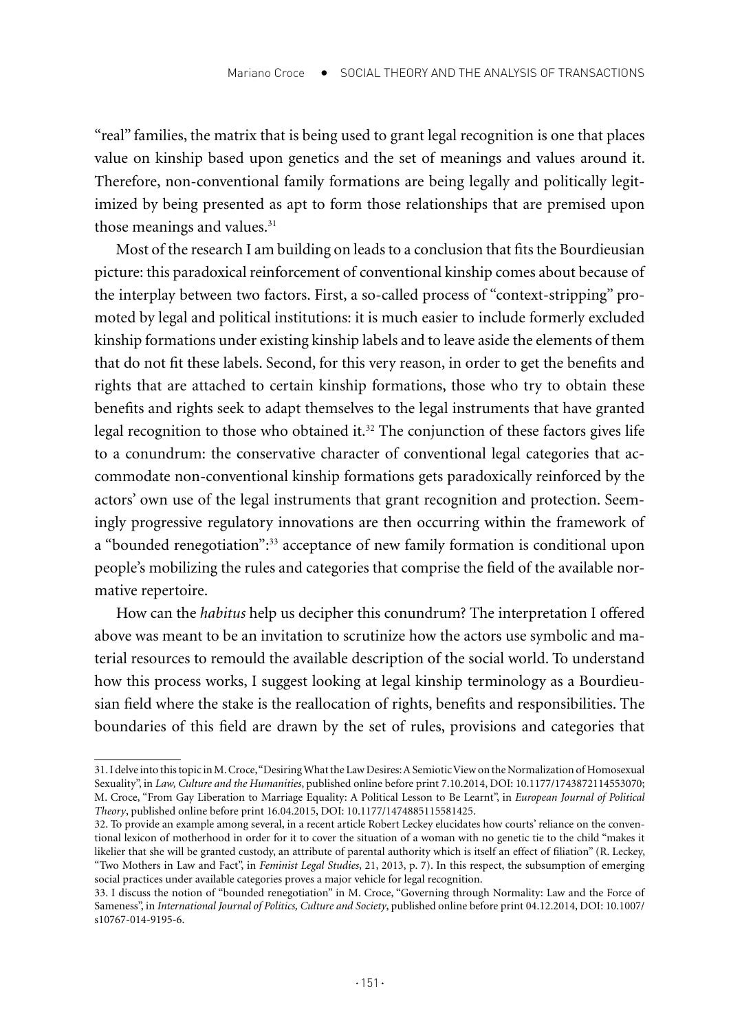"real" families, the matrix that is being used to grant legal recognition is one that places value on kinship based upon genetics and the set of meanings and values around it. Therefore, non-conventional family formations are being legally and politically legitimized by being presented as apt to form those relationships that are premised upon those meanings and values.[31]

Most of the research I am building on leads to a conclusion that fits the Bourdieusian picture: this paradoxical reinforcement of conventional kinship comes about because of the interplay between two factors. First, a so-called process of "context-stripping" promoted by legal and political institutions: it is much easier to include formerly excluded kinship formations under existing kinship labels and to leave aside the elements of them that do not fit these labels. Second, for this very reason, in order to get the benefits and rights that are attached to certain kinship formations, those who try to obtain these benefits and rights seek to adapt themselves to the legal instruments that have granted legal recognition to those who obtained it.[32] The conjunction of these factors gives life to a conundrum: the conservative character of conventional legal categories that accommodate non-conventional kinship formations gets paradoxically reinforced by the actors' own use of the legal instruments that grant recognition and protection. Seemingly progressive regulatory innovations are then occurring within the framework of a "bounded renegotiation":[33] acceptance of new family formation is conditional upon people's mobilizing the rules and categories that comprise the field of the available normative repertoire.

How can the *habitus* help us decipher this conundrum? The interpretation I offered above was meant to be an invitation to scrutinize how the actors use symbolic and material resources to remould the available description of the social world. To understand how this process works, I suggest looking at legal kinship terminology as a Bourdieusian field where the stake is the reallocation of rights, benefits and responsibilities. The boundaries of this field are drawn by the set of rules, provisions and categories that

---

31. I delve into this topic in M. Croce, "Desiring What the Law Desires: A Semiotic View on the Normalization of Homosexual Sexuality", in *Law, Culture and the Humanities*, published online before print 7.10.2014, DOI: 10.1177/1743872114553070; M. Croce, "From Gay Liberation to Marriage Equality: A Political Lesson to Be Learnt", in *European Journal of Political Theory*, published online before print 16.04.2015, DOI: 10.1177/1474885115581425.

32. To provide an example among several, in a recent article Robert Leckey elucidates how courts' reliance on the conventional lexicon of motherhood in order for it to cover the situation of a woman with no genetic tie to the child "makes it likelier that she will be granted custody, an attribute of parental authority which is itself an effect of filiation" (R. Leckey, "Two Mothers in Law and Fact", in *Feminist Legal Studies*, 21, 2013, p. 7). In this respect, the subsumption of emerging social practices under available categories proves a major vehicle for legal recognition.

33. I discuss the notion of "bounded renegotiation" in M. Croce, "Governing through Normality: Law and the Force of Sameness", in *International Journal of Politics, Culture and Society*, published online before print 04.12.2014, DOI: 10.1007/s10767-014-9195-6.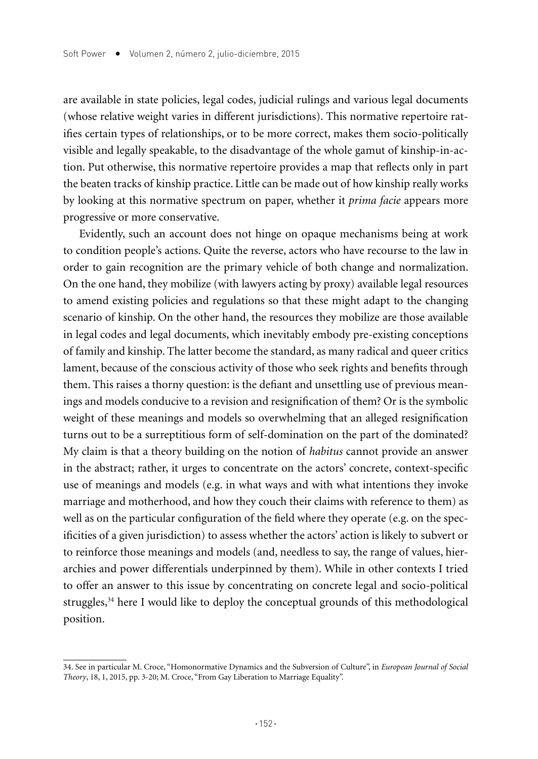are available in state policies, legal codes, judicial rulings and various legal documents (whose relative weight varies in different jurisdictions). This normative repertoire ratifies certain types of relationships, or to be more correct, makes them socio-politically visible and legally speakable, to the disadvantage of the whole gamut of kinship-in-action. Put otherwise, this normative repertoire provides a map that reflects only in part the beaten tracks of kinship practice. Little can be made out of how kinship really works by looking at this normative spectrum on paper, whether it *prima facie* appears more progressive or more conservative.

Evidently, such an account does not hinge on opaque mechanisms being at work to condition people's actions. Quite the reverse, actors who have recourse to the law in order to gain recognition are the primary vehicle of both change and normalization. On the one hand, they mobilize (with lawyers acting by proxy) available legal resources to amend existing policies and regulations so that these might adapt to the changing scenario of kinship. On the other hand, the resources they mobilize are those available in legal codes and legal documents, which inevitably embody pre-existing conceptions of family and kinship. The latter become the standard, as many radical and queer critics lament, because of the conscious activity of those who seek rights and benefits through them. This raises a thorny question: is the defiant and unsettling use of previous meanings and models conducive to a revision and resignification of them? Or is the symbolic weight of these meanings and models so overwhelming that an alleged resignification turns out to be a surreptitious form of self-domination on the part of the dominated? My claim is that a theory building on the notion of *habitus* cannot provide an answer in the abstract; rather, it urges to concentrate on the actors' concrete, context-specific use of meanings and models (e.g. in what ways and with what intentions they invoke marriage and motherhood, and how they couch their claims with reference to them) as well as on the particular configuration of the field where they operate (e.g. on the specificities of a given jurisdiction) to assess whether the actors' action is likely to subvert or to reinforce those meanings and models (and, needless to say, the range of values, hierarchies and power differentials underpinned by them). While in other contexts I tried to offer an answer to this issue by concentrating on concrete legal and socio-political struggles,[34] here I would like to deploy the conceptual grounds of this methodological position.

---

34. See in particular M. Croce, "Homonormative Dynamics and the Subversion of Culture", in *European Journal of Social Theory*, 18, 1, 2015, pp. 3-20; M. Croce, "From Gay Liberation to Marriage Equality".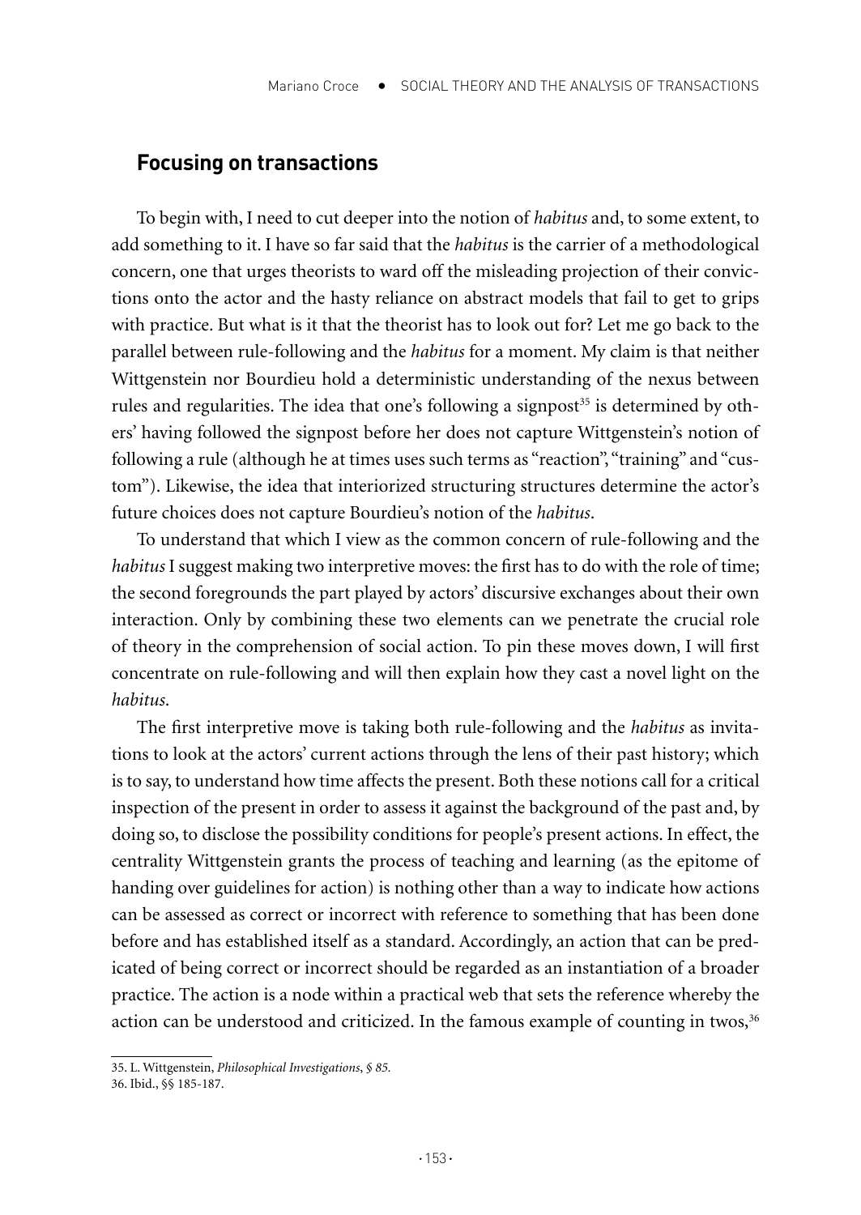## Focusing on transactions

To begin with, I need to cut deeper into the notion of *habitus* and, to some extent, to add something to it. I have so far said that the *habitus* is the carrier of a methodological concern, one that urges theorists to ward off the misleading projection of their convictions onto the actor and the hasty reliance on abstract models that fail to get to grips with practice. But what is it that the theorist has to look out for? Let me go back to the parallel between rule-following and the *habitus* for a moment. My claim is that neither Wittgenstein nor Bourdieu hold a deterministic understanding of the nexus between rules and regularities. The idea that one's following a signpost[35] is determined by others' having followed the signpost before her does not capture Wittgenstein's notion of following a rule (although he at times uses such terms as "reaction", "training" and "custom"). Likewise, the idea that interiorized structuring structures determine the actor's future choices does not capture Bourdieu's notion of the *habitus*.

To understand that which I view as the common concern of rule-following and the *habitus* I suggest making two interpretive moves: the first has to do with the role of time; the second foregrounds the part played by actors' discursive exchanges about their own interaction. Only by combining these two elements can we penetrate the crucial role of theory in the comprehension of social action. To pin these moves down, I will first concentrate on rule-following and will then explain how they cast a novel light on the *habitus*.

The first interpretive move is taking both rule-following and the *habitus* as invitations to look at the actors' current actions through the lens of their past history; which is to say, to understand how time affects the present. Both these notions call for a critical inspection of the present in order to assess it against the background of the past and, by doing so, to disclose the possibility conditions for people's present actions. In effect, the centrality Wittgenstein grants the process of teaching and learning (as the epitome of handing over guidelines for action) is nothing other than a way to indicate how actions can be assessed as correct or incorrect with reference to something that has been done before and has established itself as a standard. Accordingly, an action that can be predicated of being correct or incorrect should be regarded as an instantiation of a broader practice. The action is a node within a practical web that sets the reference whereby the action can be understood and criticized. In the famous example of counting in twos,[36]

35. L. Wittgenstein, *Philosophical Investigations*, *§ 85*.

36. Ibid., §§ 185-187.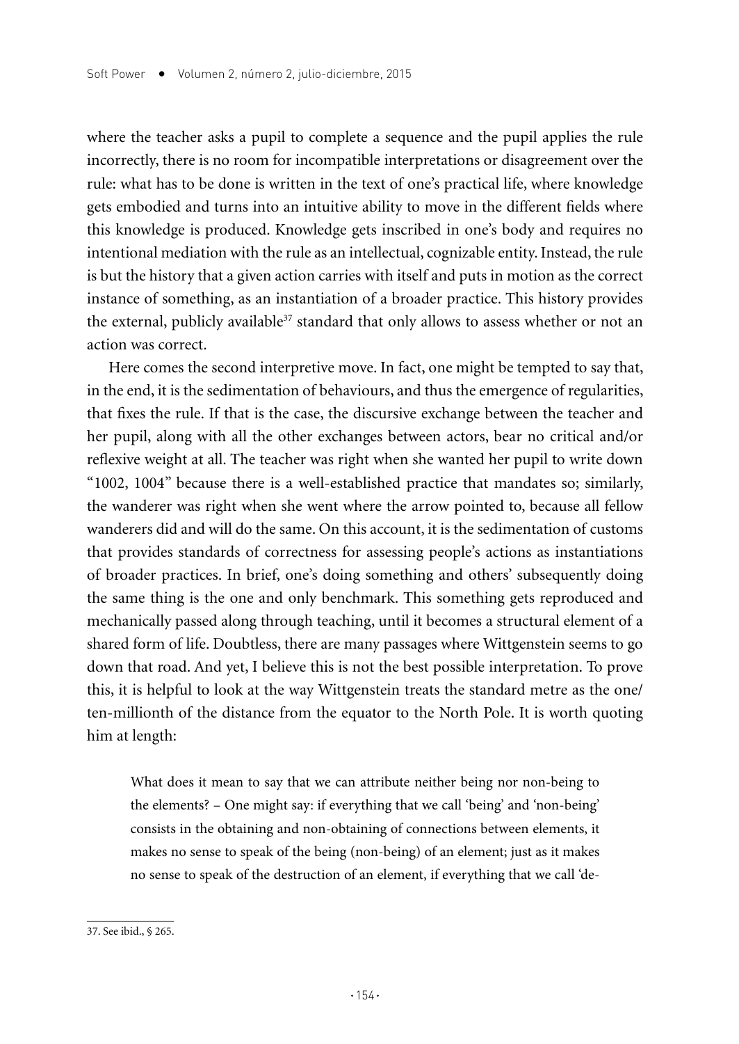where the teacher asks a pupil to complete a sequence and the pupil applies the rule incorrectly, there is no room for incompatible interpretations or disagreement over the rule: what has to be done is written in the text of one's practical life, where knowledge gets embodied and turns into an intuitive ability to move in the different fields where this knowledge is produced. Knowledge gets inscribed in one's body and requires no intentional mediation with the rule as an intellectual, cognizable entity. Instead, the rule is but the history that a given action carries with itself and puts in motion as the correct instance of something, as an instantiation of a broader practice. This history provides the external, publicly available[37] standard that only allows to assess whether or not an action was correct.

Here comes the second interpretive move. In fact, one might be tempted to say that, in the end, it is the sedimentation of behaviours, and thus the emergence of regularities, that fixes the rule. If that is the case, the discursive exchange between the teacher and her pupil, along with all the other exchanges between actors, bear no critical and/or reflexive weight at all. The teacher was right when she wanted her pupil to write down "1002, 1004" because there is a well-established practice that mandates so; similarly, the wanderer was right when she went where the arrow pointed to, because all fellow wanderers did and will do the same. On this account, it is the sedimentation of customs that provides standards of correctness for assessing people's actions as instantiations of broader practices. In brief, one's doing something and others' subsequently doing the same thing is the one and only benchmark. This something gets reproduced and mechanically passed along through teaching, until it becomes a structural element of a shared form of life. Doubtless, there are many passages where Wittgenstein seems to go down that road. And yet, I believe this is not the best possible interpretation. To prove this, it is helpful to look at the way Wittgenstein treats the standard metre as the one/ten-millionth of the distance from the equator to the North Pole. It is worth quoting him at length:

> What does it mean to say that we can attribute neither being nor non-being to the elements? – One might say: if everything that we call 'being' and 'non-being' consists in the obtaining and non-obtaining of connections between elements, it makes no sense to speak of the being (non-being) of an element; just as it makes no sense to speak of the destruction of an element, if everything that we call 'de-

37. See ibid., § 265.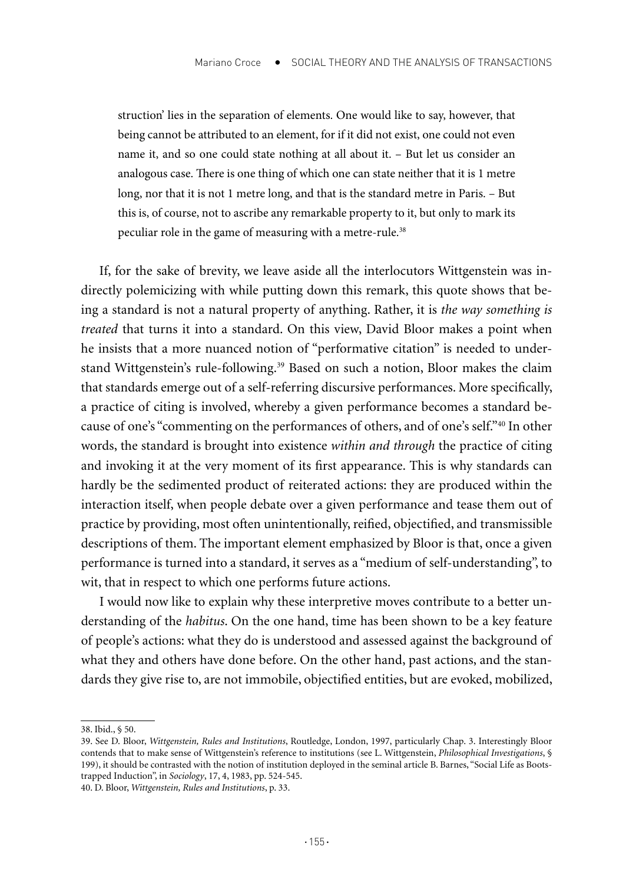struction' lies in the separation of elements. One would like to say, however, that being cannot be attributed to an element, for if it did not exist, one could not even name it, and so one could state nothing at all about it. – But let us consider an analogous case. There is one thing of which one can state neither that it is 1 metre long, nor that it is not 1 metre long, and that is the standard metre in Paris. – But this is, of course, not to ascribe any remarkable property to it, but only to mark its peculiar role in the game of measuring with a metre-rule.[38]

If, for the sake of brevity, we leave aside all the interlocutors Wittgenstein was indirectly polemicizing with while putting down this remark, this quote shows that being a standard is not a natural property of anything. Rather, it is *the way something is treated* that turns it into a standard. On this view, David Bloor makes a point when he insists that a more nuanced notion of "performative citation" is needed to understand Wittgenstein's rule-following.[39] Based on such a notion, Bloor makes the claim that standards emerge out of a self-referring discursive performances. More specifically, a practice of citing is involved, whereby a given performance becomes a standard because of one's "commenting on the performances of others, and of one's self."[40] In other words, the standard is brought into existence *within and through* the practice of citing and invoking it at the very moment of its first appearance. This is why standards can hardly be the sedimented product of reiterated actions: they are produced within the interaction itself, when people debate over a given performance and tease them out of practice by providing, most often unintentionally, reified, objectified, and transmissible descriptions of them. The important element emphasized by Bloor is that, once a given performance is turned into a standard, it serves as a "medium of self-understanding", to wit, that in respect to which one performs future actions.

I would now like to explain why these interpretive moves contribute to a better understanding of the *habitus*. On the one hand, time has been shown to be a key feature of people's actions: what they do is understood and assessed against the background of what they and others have done before. On the other hand, past actions, and the standards they give rise to, are not immobile, objectified entities, but are evoked, mobilized,

---

38. Ibid., § 50.

39. See D. Bloor, *Wittgenstein, Rules and Institutions*, Routledge, London, 1997, particularly Chap. 3. Interestingly Bloor contends that to make sense of Wittgenstein's reference to institutions (see L. Wittgenstein, *Philosophical Investigations*, § 199), it should be contrasted with the notion of institution deployed in the seminal article B. Barnes, "Social Life as Bootstrapped Induction", in *Sociology*, 17, 4, 1983, pp. 524-545.

40. D. Bloor, *Wittgenstein, Rules and Institutions*, p. 33.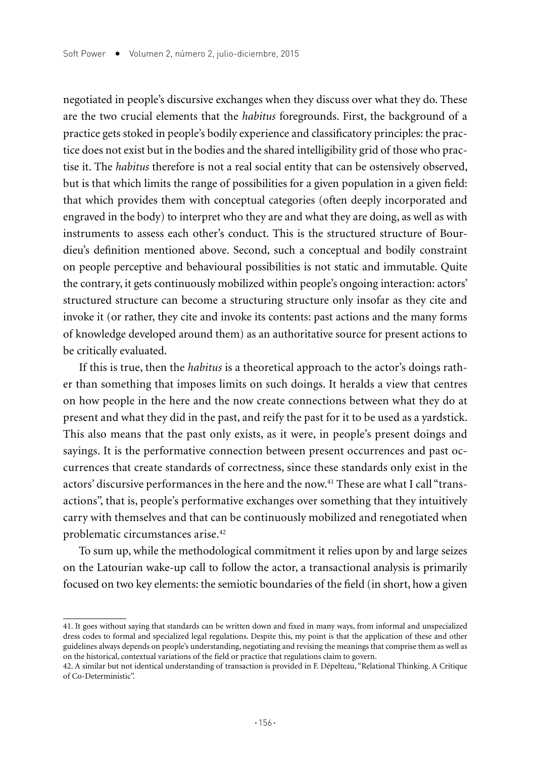negotiated in people's discursive exchanges when they discuss over what they do. These are the two crucial elements that the *habitus* foregrounds. First, the background of a practice gets stoked in people's bodily experience and classificatory principles: the practice does not exist but in the bodies and the shared intelligibility grid of those who practise it. The *habitus* therefore is not a real social entity that can be ostensively observed, but is that which limits the range of possibilities for a given population in a given field: that which provides them with conceptual categories (often deeply incorporated and engraved in the body) to interpret who they are and what they are doing, as well as with instruments to assess each other's conduct. This is the structured structure of Bourdieu's definition mentioned above. Second, such a conceptual and bodily constraint on people perceptive and behavioural possibilities is not static and immutable. Quite the contrary, it gets continuously mobilized within people's ongoing interaction: actors' structured structure can become a structuring structure only insofar as they cite and invoke it (or rather, they cite and invoke its contents: past actions and the many forms of knowledge developed around them) as an authoritative source for present actions to be critically evaluated.

If this is true, then the *habitus* is a theoretical approach to the actor's doings rather than something that imposes limits on such doings. It heralds a view that centres on how people in the here and the now create connections between what they do at present and what they did in the past, and reify the past for it to be used as a yardstick. This also means that the past only exists, as it were, in people's present doings and sayings. It is the performative connection between present occurrences and past occurrences that create standards of correctness, since these standards only exist in the actors' discursive performances in the here and the now.[41] These are what I call "transactions", that is, people's performative exchanges over something that they intuitively carry with themselves and that can be continuously mobilized and renegotiated when problematic circumstances arise.[42]

To sum up, while the methodological commitment it relies upon by and large seizes on the Latourian wake-up call to follow the actor, a transactional analysis is primarily focused on two key elements: the semiotic boundaries of the field (in short, how a given

---

41. It goes without saying that standards can be written down and fixed in many ways, from informal and unspecialized dress codes to formal and specialized legal regulations. Despite this, my point is that the application of these and other guidelines always depends on people's understanding, negotiating and revising the meanings that comprise them as well as on the historical, contextual variations of the field or practice that regulations claim to govern.

42. A similar but not identical understanding of transaction is provided in F. Dépelteau, "Relational Thinking. A Critique of Co-Deterministic".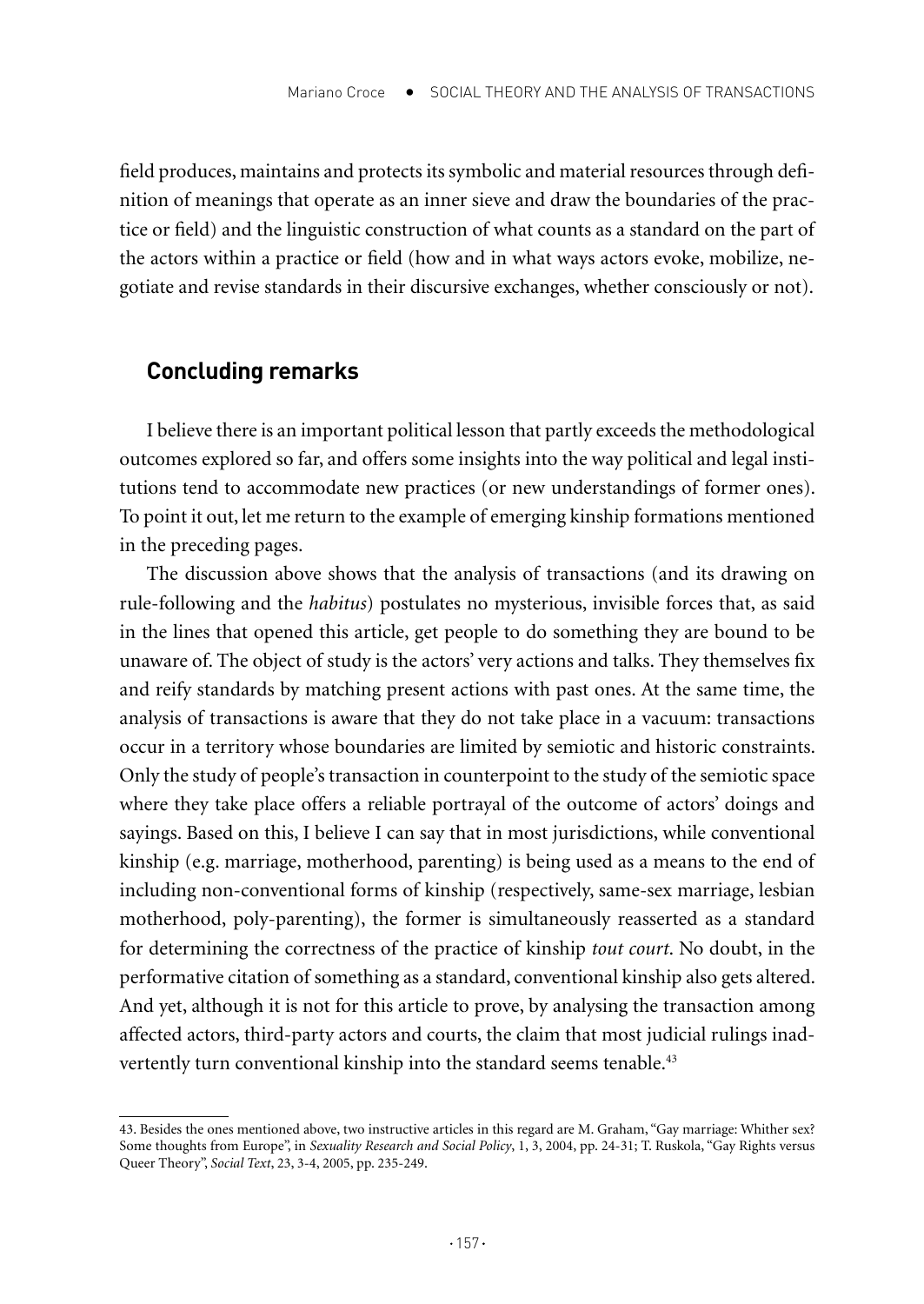field produces, maintains and protects its symbolic and material resources through definition of meanings that operate as an inner sieve and draw the boundaries of the practice or field) and the linguistic construction of what counts as a standard on the part of the actors within a practice or field (how and in what ways actors evoke, mobilize, negotiate and revise standards in their discursive exchanges, whether consciously or not).

## Concluding remarks

I believe there is an important political lesson that partly exceeds the methodological outcomes explored so far, and offers some insights into the way political and legal institutions tend to accommodate new practices (or new understandings of former ones). To point it out, let me return to the example of emerging kinship formations mentioned in the preceding pages.

The discussion above shows that the analysis of transactions (and its drawing on rule-following and the *habitus*) postulates no mysterious, invisible forces that, as said in the lines that opened this article, get people to do something they are bound to be unaware of. The object of study is the actors' very actions and talks. They themselves fix and reify standards by matching present actions with past ones. At the same time, the analysis of transactions is aware that they do not take place in a vacuum: transactions occur in a territory whose boundaries are limited by semiotic and historic constraints. Only the study of people's transaction in counterpoint to the study of the semiotic space where they take place offers a reliable portrayal of the outcome of actors' doings and sayings. Based on this, I believe I can say that in most jurisdictions, while conventional kinship (e.g. marriage, motherhood, parenting) is being used as a means to the end of including non-conventional forms of kinship (respectively, same-sex marriage, lesbian motherhood, poly-parenting), the former is simultaneously reasserted as a standard for determining the correctness of the practice of kinship *tout court*. No doubt, in the performative citation of something as a standard, conventional kinship also gets altered. And yet, although it is not for this article to prove, by analysing the transaction among affected actors, third-party actors and courts, the claim that most judicial rulings inadvertently turn conventional kinship into the standard seems tenable.[43]

---

43. Besides the ones mentioned above, two instructive articles in this regard are M. Graham, "Gay marriage: Whither sex? Some thoughts from Europe", in *Sexuality Research and Social Policy*, 1, 3, 2004, pp. 24-31; T. Ruskola, "Gay Rights versus Queer Theory", *Social Text*, 23, 3-4, 2005, pp. 235-249.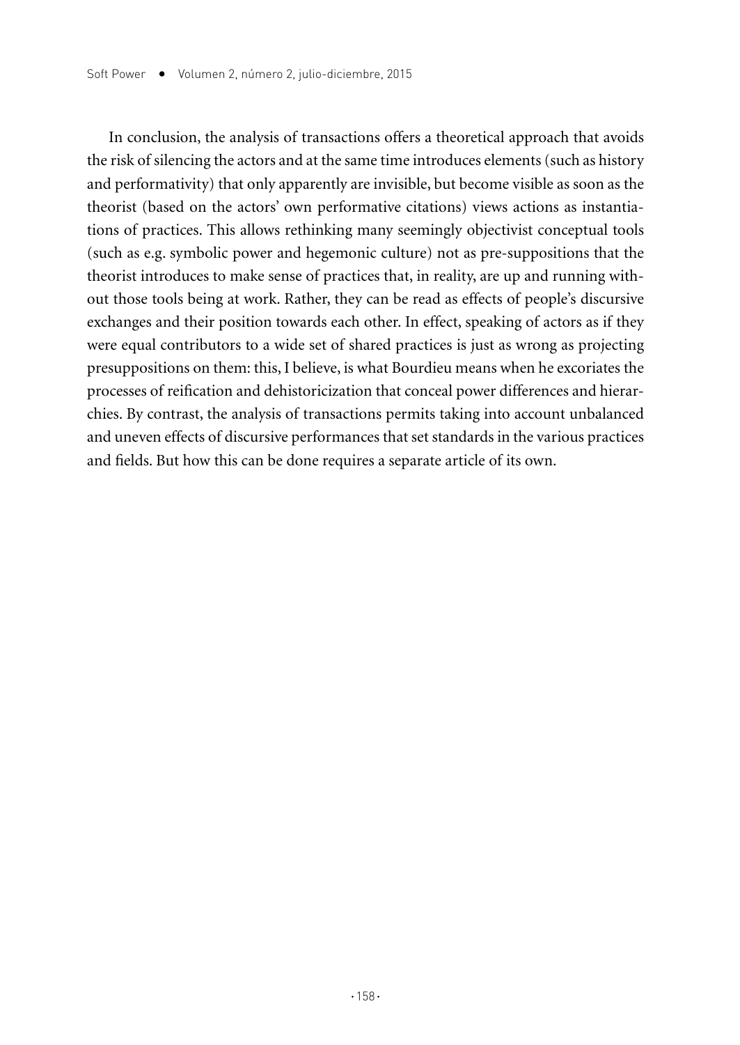In conclusion, the analysis of transactions offers a theoretical approach that avoids the risk of silencing the actors and at the same time introduces elements (such as history and performativity) that only apparently are invisible, but become visible as soon as the theorist (based on the actors' own performative citations) views actions as instantiations of practices. This allows rethinking many seemingly objectivist conceptual tools (such as e.g. symbolic power and hegemonic culture) not as pre-suppositions that the theorist introduces to make sense of practices that, in reality, are up and running without those tools being at work. Rather, they can be read as effects of people's discursive exchanges and their position towards each other. In effect, speaking of actors as if they were equal contributors to a wide set of shared practices is just as wrong as projecting presuppositions on them: this, I believe, is what Bourdieu means when he excoriates the processes of reification and dehistoricization that conceal power differences and hierarchies. By contrast, the analysis of transactions permits taking into account unbalanced and uneven effects of discursive performances that set standards in the various practices and fields. But how this can be done requires a separate article of its own.